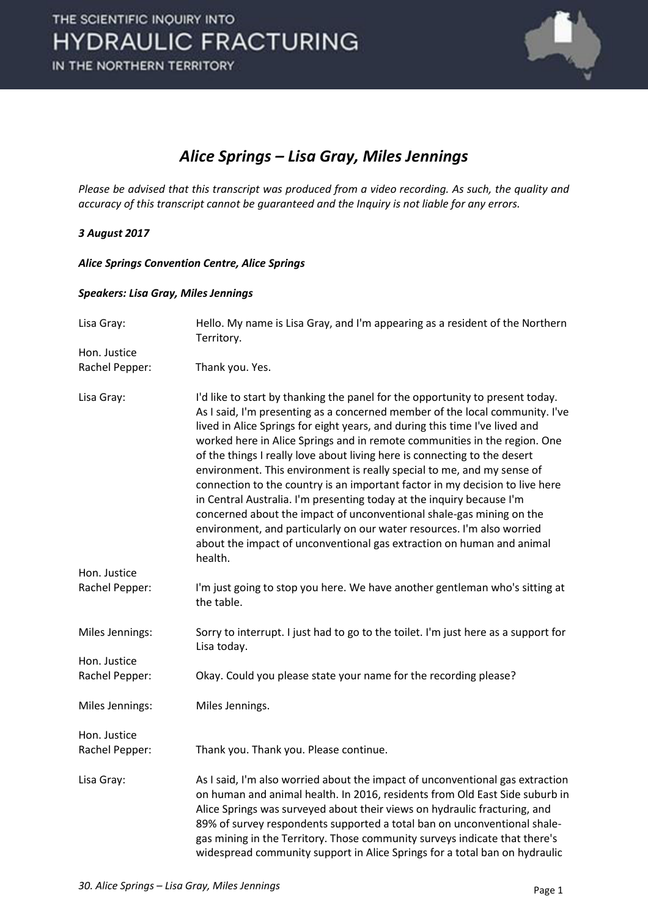## *Alice Springs – Lisa Gray, Miles Jennings*

*Please be advised that this transcript was produced from a video recording. As such, the quality and accuracy of this transcript cannot be guaranteed and the Inquiry is not liable for any errors.*

***3 August 2017***

***Alice Springs Convention Centre, Alice Springs***

***Speakers: Lisa Gray, Miles Jennings***

Lisa Gray: Hello. My name is Lisa Gray, and I'm appearing as a resident of the Northern Territory.

Hon. Justice Rachel Pepper: Thank you. Yes.

Lisa Gray: I'd like to start by thanking the panel for the opportunity to present today. As I said, I'm presenting as a concerned member of the local community. I've lived in Alice Springs for eight years, and during this time I've lived and worked here in Alice Springs and in remote communities in the region. One of the things I really love about living here is connecting to the desert environment. This environment is really special to me, and my sense of connection to the country is an important factor in my decision to live here in Central Australia. I'm presenting today at the inquiry because I'm concerned about the impact of unconventional shale-gas mining on the environment, and particularly on our water resources. I'm also worried about the impact of unconventional gas extraction on human and animal health.

Hon. Justice Rachel Pepper: I'm just going to stop you here. We have another gentleman who's sitting at the table.

Miles Jennings: Sorry to interrupt. I just had to go to the toilet. I'm just here as a support for Lisa today.

Hon. Justice Rachel Pepper: Okay. Could you please state your name for the recording please?

Miles Jennings: Miles Jennings.

Hon. Justice Rachel Pepper: Thank you. Thank you. Please continue.

Lisa Gray: As I said, I'm also worried about the impact of unconventional gas extraction on human and animal health. In 2016, residents from Old East Side suburb in Alice Springs was surveyed about their views on hydraulic fracturing, and 89% of survey respondents supported a total ban on unconventional shale-gas mining in the Territory. Those community surveys indicate that there's widespread community support in Alice Springs for a total ban on hydraulic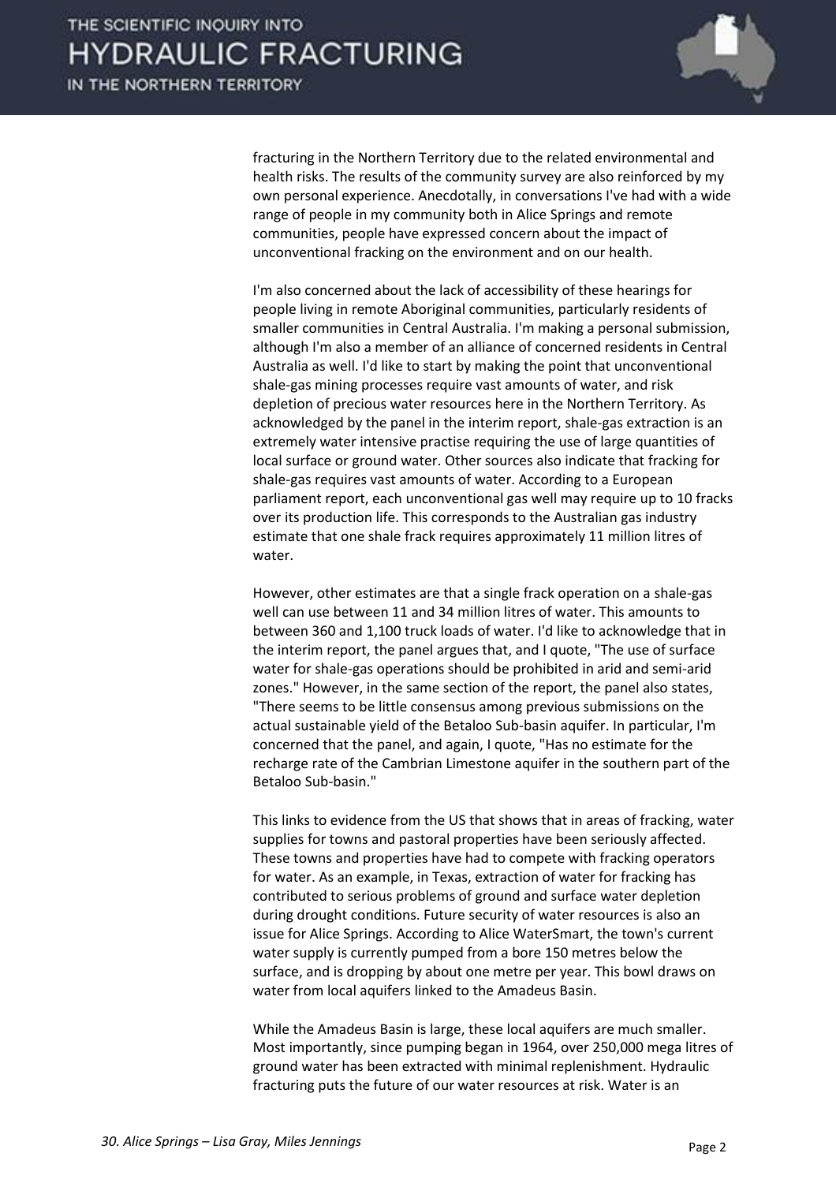fracturing in the Northern Territory due to the related environmental and health risks. The results of the community survey are also reinforced by my own personal experience. Anecdotally, in conversations I've had with a wide range of people in my community both in Alice Springs and remote communities, people have expressed concern about the impact of unconventional fracking on the environment and on our health.

I'm also concerned about the lack of accessibility of these hearings for people living in remote Aboriginal communities, particularly residents of smaller communities in Central Australia. I'm making a personal submission, although I'm also a member of an alliance of concerned residents in Central Australia as well. I'd like to start by making the point that unconventional shale-gas mining processes require vast amounts of water, and risk depletion of precious water resources here in the Northern Territory. As acknowledged by the panel in the interim report, shale-gas extraction is an extremely water intensive practise requiring the use of large quantities of local surface or ground water. Other sources also indicate that fracking for shale-gas requires vast amounts of water. According to a European parliament report, each unconventional gas well may require up to 10 fracks over its production life. This corresponds to the Australian gas industry estimate that one shale frack requires approximately 11 million litres of water.

However, other estimates are that a single frack operation on a shale-gas well can use between 11 and 34 million litres of water. This amounts to between 360 and 1,100 truck loads of water. I'd like to acknowledge that in the interim report, the panel argues that, and I quote, "The use of surface water for shale-gas operations should be prohibited in arid and semi-arid zones." However, in the same section of the report, the panel also states, "There seems to be little consensus among previous submissions on the actual sustainable yield of the Betaloo Sub-basin aquifer. In particular, I'm concerned that the panel, and again, I quote, "Has no estimate for the recharge rate of the Cambrian Limestone aquifer in the southern part of the Betaloo Sub-basin."

This links to evidence from the US that shows that in areas of fracking, water supplies for towns and pastoral properties have been seriously affected. These towns and properties have had to compete with fracking operators for water. As an example, in Texas, extraction of water for fracking has contributed to serious problems of ground and surface water depletion during drought conditions. Future security of water resources is also an issue for Alice Springs. According to Alice WaterSmart, the town's current water supply is currently pumped from a bore 150 metres below the surface, and is dropping by about one metre per year. This bowl draws on water from local aquifers linked to the Amadeus Basin.

While the Amadeus Basin is large, these local aquifers are much smaller. Most importantly, since pumping began in 1964, over 250,000 mega litres of ground water has been extracted with minimal replenishment. Hydraulic fracturing puts the future of our water resources at risk. Water is an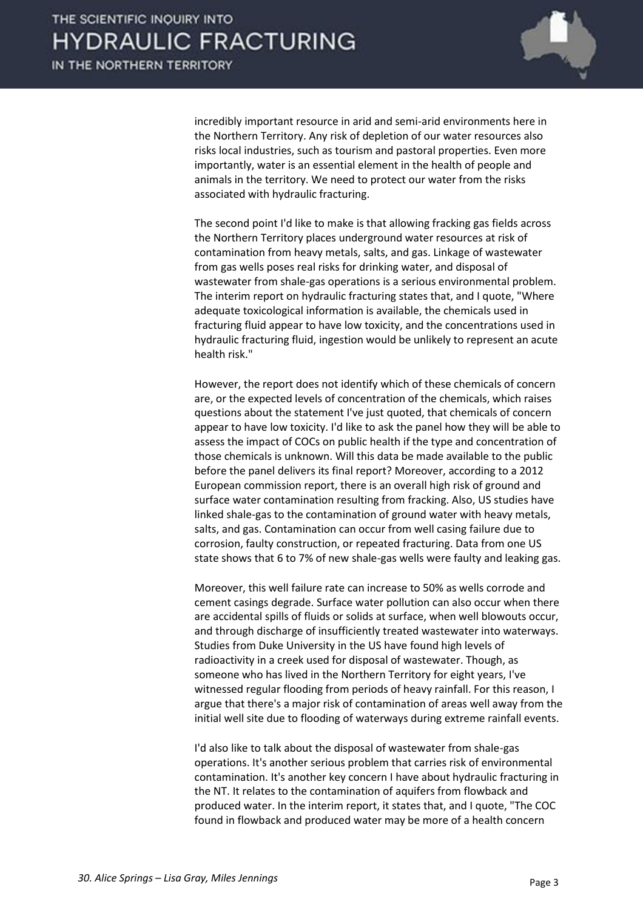incredibly important resource in arid and semi-arid environments here in the Northern Territory. Any risk of depletion of our water resources also risks local industries, such as tourism and pastoral properties. Even more importantly, water is an essential element in the health of people and animals in the territory. We need to protect our water from the risks associated with hydraulic fracturing.

The second point I'd like to make is that allowing fracking gas fields across the Northern Territory places underground water resources at risk of contamination from heavy metals, salts, and gas. Linkage of wastewater from gas wells poses real risks for drinking water, and disposal of wastewater from shale-gas operations is a serious environmental problem. The interim report on hydraulic fracturing states that, and I quote, "Where adequate toxicological information is available, the chemicals used in fracturing fluid appear to have low toxicity, and the concentrations used in hydraulic fracturing fluid, ingestion would be unlikely to represent an acute health risk."

However, the report does not identify which of these chemicals of concern are, or the expected levels of concentration of the chemicals, which raises questions about the statement I've just quoted, that chemicals of concern appear to have low toxicity. I'd like to ask the panel how they will be able to assess the impact of COCs on public health if the type and concentration of those chemicals is unknown. Will this data be made available to the public before the panel delivers its final report? Moreover, according to a 2012 European commission report, there is an overall high risk of ground and surface water contamination resulting from fracking. Also, US studies have linked shale-gas to the contamination of ground water with heavy metals, salts, and gas. Contamination can occur from well casing failure due to corrosion, faulty construction, or repeated fracturing. Data from one US state shows that 6 to 7% of new shale-gas wells were faulty and leaking gas.

Moreover, this well failure rate can increase to 50% as wells corrode and cement casings degrade. Surface water pollution can also occur when there are accidental spills of fluids or solids at surface, when well blowouts occur, and through discharge of insufficiently treated wastewater into waterways. Studies from Duke University in the US have found high levels of radioactivity in a creek used for disposal of wastewater. Though, as someone who has lived in the Northern Territory for eight years, I've witnessed regular flooding from periods of heavy rainfall. For this reason, I argue that there's a major risk of contamination of areas well away from the initial well site due to flooding of waterways during extreme rainfall events.

I'd also like to talk about the disposal of wastewater from shale-gas operations. It's another serious problem that carries risk of environmental contamination. It's another key concern I have about hydraulic fracturing in the NT. It relates to the contamination of aquifers from flowback and produced water. In the interim report, it states that, and I quote, "The COC found in flowback and produced water may be more of a health concern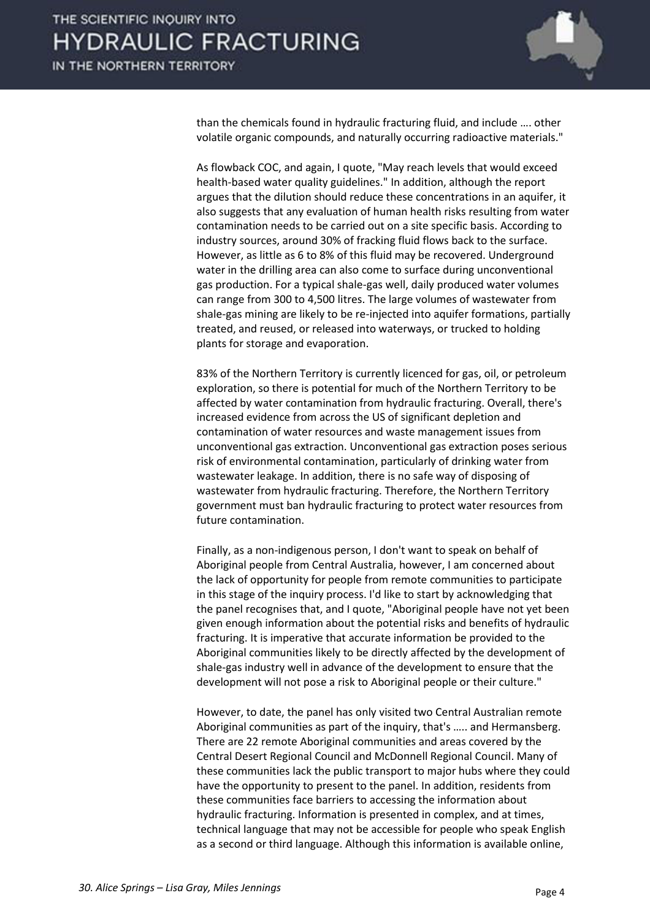than the chemicals found in hydraulic fracturing fluid, and include …. other volatile organic compounds, and naturally occurring radioactive materials."

As flowback COC, and again, I quote, "May reach levels that would exceed health-based water quality guidelines." In addition, although the report argues that the dilution should reduce these concentrations in an aquifer, it also suggests that any evaluation of human health risks resulting from water contamination needs to be carried out on a site specific basis. According to industry sources, around 30% of fracking fluid flows back to the surface. However, as little as 6 to 8% of this fluid may be recovered. Underground water in the drilling area can also come to surface during unconventional gas production. For a typical shale-gas well, daily produced water volumes can range from 300 to 4,500 litres. The large volumes of wastewater from shale-gas mining are likely to be re-injected into aquifer formations, partially treated, and reused, or released into waterways, or trucked to holding plants for storage and evaporation.

83% of the Northern Territory is currently licenced for gas, oil, or petroleum exploration, so there is potential for much of the Northern Territory to be affected by water contamination from hydraulic fracturing. Overall, there's increased evidence from across the US of significant depletion and contamination of water resources and waste management issues from unconventional gas extraction. Unconventional gas extraction poses serious risk of environmental contamination, particularly of drinking water from wastewater leakage. In addition, there is no safe way of disposing of wastewater from hydraulic fracturing. Therefore, the Northern Territory government must ban hydraulic fracturing to protect water resources from future contamination.

Finally, as a non-indigenous person, I don't want to speak on behalf of Aboriginal people from Central Australia, however, I am concerned about the lack of opportunity for people from remote communities to participate in this stage of the inquiry process. I'd like to start by acknowledging that the panel recognises that, and I quote, "Aboriginal people have not yet been given enough information about the potential risks and benefits of hydraulic fracturing. It is imperative that accurate information be provided to the Aboriginal communities likely to be directly affected by the development of shale-gas industry well in advance of the development to ensure that the development will not pose a risk to Aboriginal people or their culture."

However, to date, the panel has only visited two Central Australian remote Aboriginal communities as part of the inquiry, that's ….. and Hermansberg. There are 22 remote Aboriginal communities and areas covered by the Central Desert Regional Council and McDonnell Regional Council. Many of these communities lack the public transport to major hubs where they could have the opportunity to present to the panel. In addition, residents from these communities face barriers to accessing the information about hydraulic fracturing. Information is presented in complex, and at times, technical language that may not be accessible for people who speak English as a second or third language. Although this information is available online,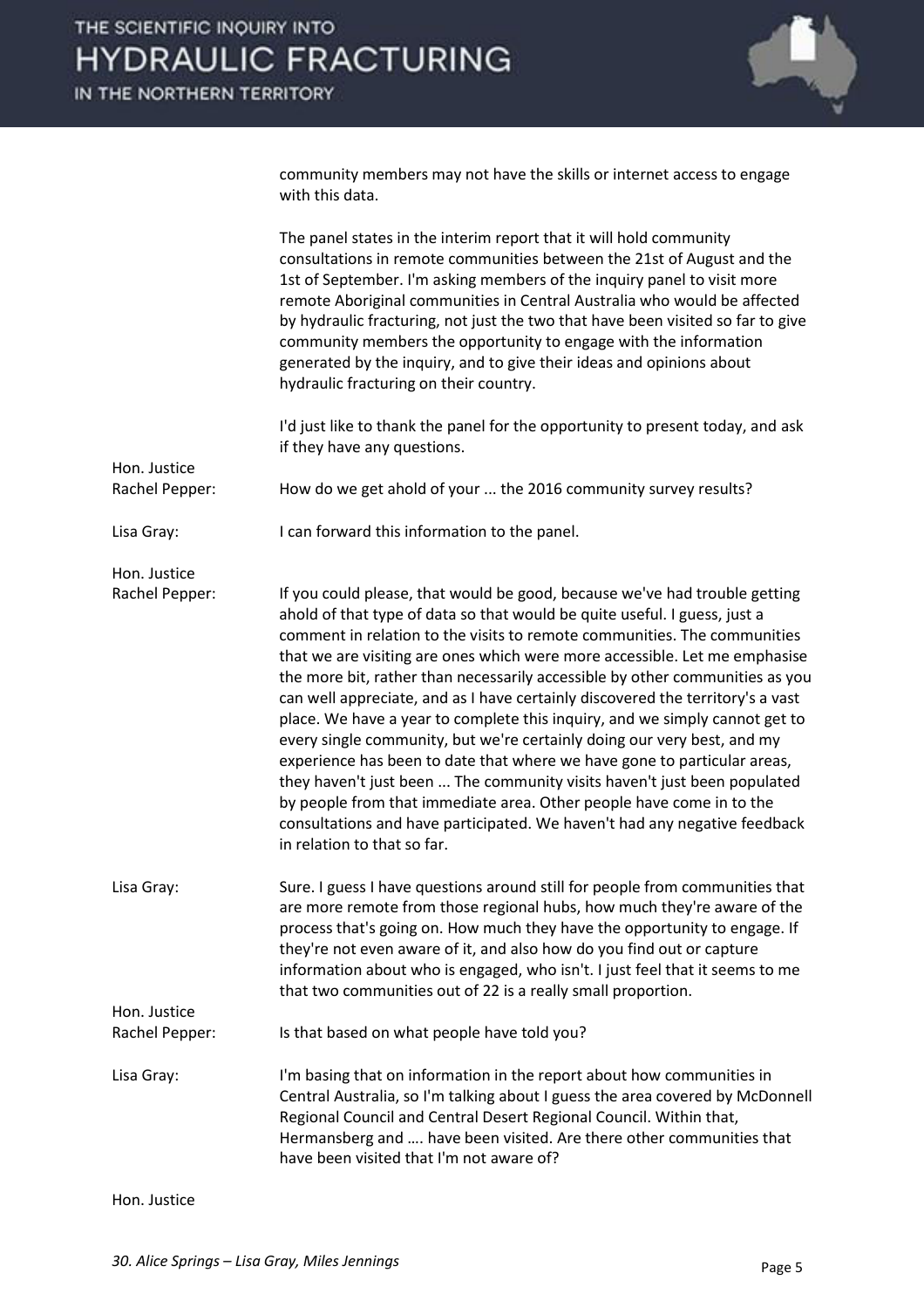community members may not have the skills or internet access to engage with this data.

The panel states in the interim report that it will hold community consultations in remote communities between the 21st of August and the 1st of September. I'm asking members of the inquiry panel to visit more remote Aboriginal communities in Central Australia who would be affected by hydraulic fracturing, not just the two that have been visited so far to give community members the opportunity to engage with the information generated by the inquiry, and to give their ideas and opinions about hydraulic fracturing on their country.

I'd just like to thank the panel for the opportunity to present today, and ask if they have any questions.

**Hon. Justice Rachel Pepper:** How do we get ahold of your ... the 2016 community survey results?

**Lisa Gray:** I can forward this information to the panel.

**Hon. Justice Rachel Pepper:** If you could please, that would be good, because we've had trouble getting ahold of that type of data so that would be quite useful. I guess, just a comment in relation to the visits to remote communities. The communities that we are visiting are ones which were more accessible. Let me emphasise the more bit, rather than necessarily accessible by other communities as you can well appreciate, and as I have certainly discovered the territory's a vast place. We have a year to complete this inquiry, and we simply cannot get to every single community, but we're certainly doing our very best, and my experience has been to date that where we have gone to particular areas, they haven't just been ... The community visits haven't just been populated by people from that immediate area. Other people have come in to the consultations and have participated. We haven't had any negative feedback in relation to that so far.

**Lisa Gray:** Sure. I guess I have questions around still for people from communities that are more remote from those regional hubs, how much they're aware of the process that's going on. How much they have the opportunity to engage. If they're not even aware of it, and also how do you find out or capture information about who is engaged, who isn't. I just feel that it seems to me that two communities out of 22 is a really small proportion.

**Hon. Justice Rachel Pepper:** Is that based on what people have told you?

**Lisa Gray:** I'm basing that on information in the report about how communities in Central Australia, so I'm talking about I guess the area covered by McDonnell Regional Council and Central Desert Regional Council. Within that, Hermansberg and …. have been visited. Are there other communities that have been visited that I'm not aware of?

**Hon. Justice**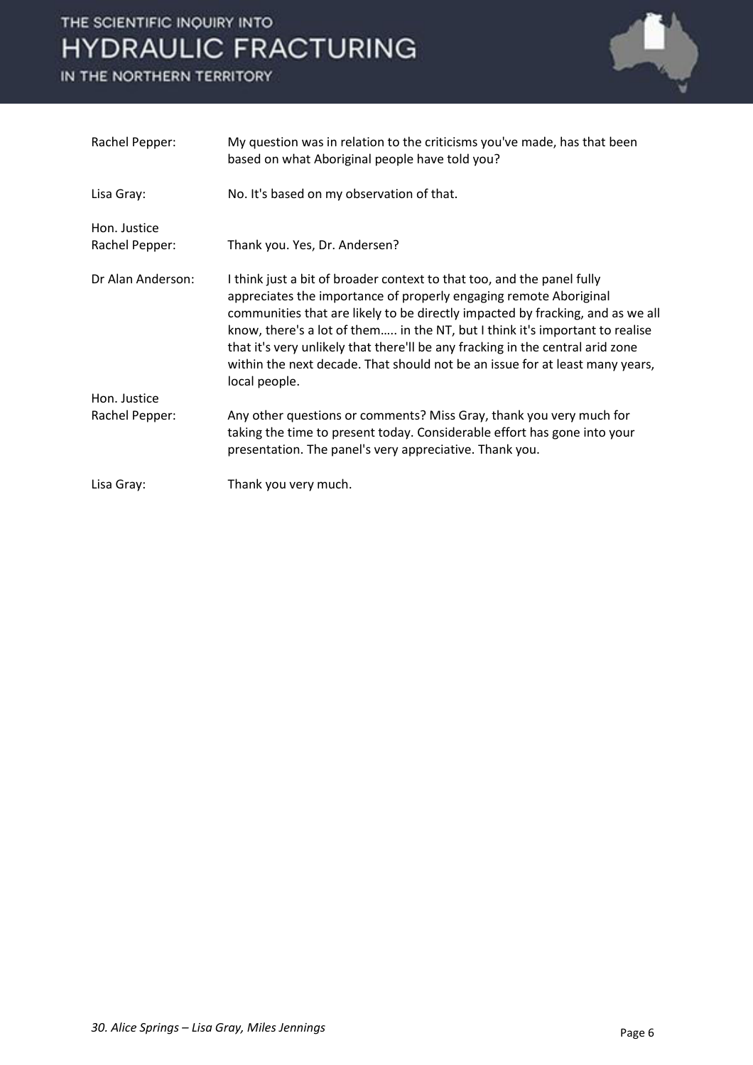Rachel Pepper: My question was in relation to the criticisms you've made, has that been based on what Aboriginal people have told you?

Lisa Gray: No. It's based on my observation of that.

Hon. Justice Rachel Pepper: Thank you. Yes, Dr. Andersen?

Dr Alan Anderson: I think just a bit of broader context to that too, and the panel fully appreciates the importance of properly engaging remote Aboriginal communities that are likely to be directly impacted by fracking, and as we all know, there's a lot of them….. in the NT, but I think it's important to realise that it's very unlikely that there'll be any fracking in the central arid zone within the next decade. That should not be an issue for at least many years, local people.

Hon. Justice Rachel Pepper: Any other questions or comments? Miss Gray, thank you very much for taking the time to present today. Considerable effort has gone into your presentation. The panel's very appreciative. Thank you.

Lisa Gray: Thank you very much.